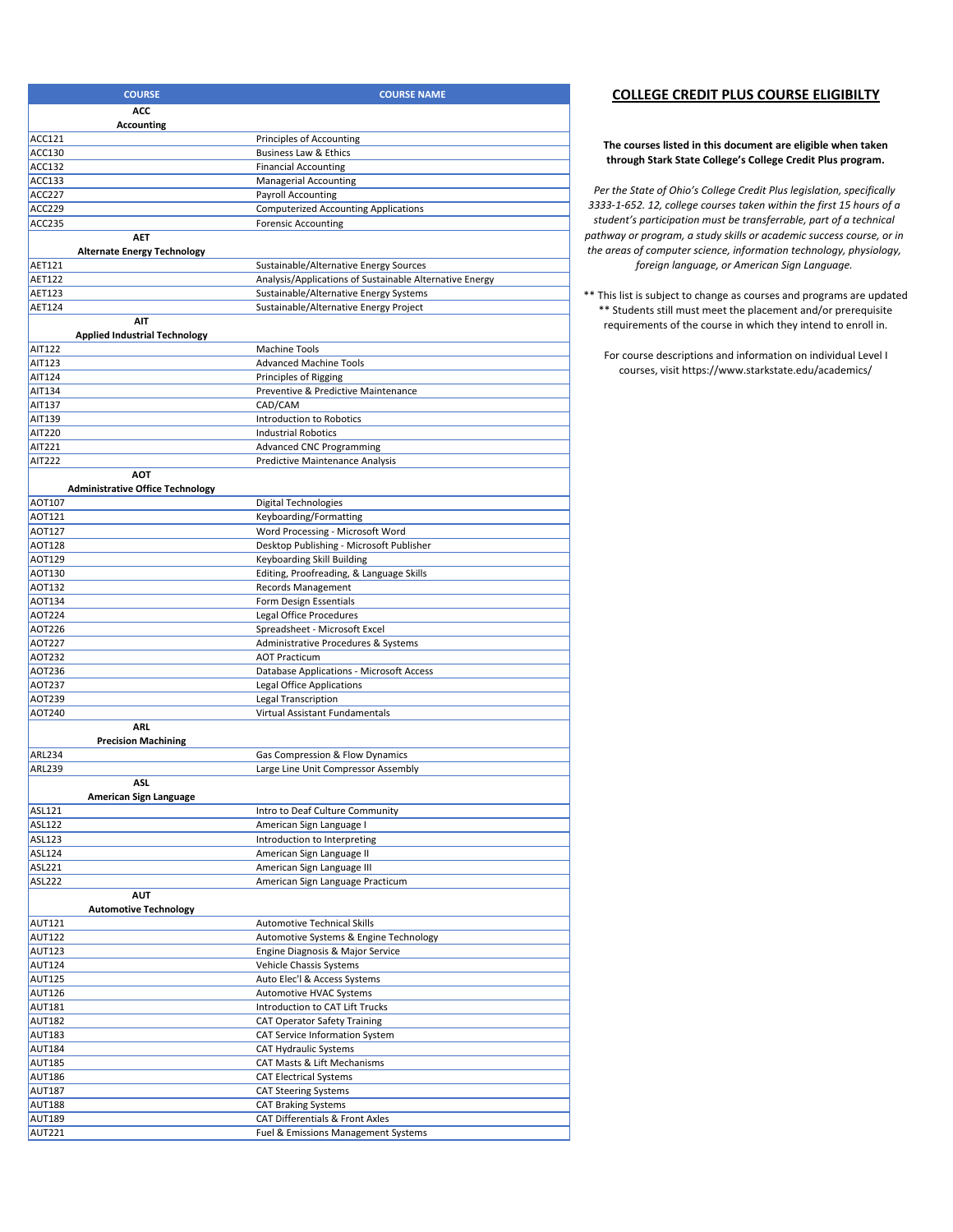## COLLEGE CREDIT PLUS COURSE ELIGIBILTY

**The courses listed in this document are eligible when taken through Stark State College's College Credit Plus program.**

*Per the State of Ohio's College Credit Plus legislation, specifically 3333-1-652. 12, college courses taken within the first 15 hours of a student's participation must be transferrable, part of a technical pathway or program, a study skills or academic success course, or in the areas of computer science, information technology, physiology, foreign language, or American Sign Language.*

** This list is subject to change as courses and programs are updated
** Students still must meet the placement and/or prerequisite requirements of the course in which they intend to enroll in.

For course descriptions and information on individual Level I courses, visit https://www.starkstate.edu/academics/

| COURSE | COURSE NAME |
|---|---|
| **ACC Accounting** | |
| ACC121 | Principles of Accounting |
| ACC130 | Business Law & Ethics |
| ACC132 | Financial Accounting |
| ACC133 | Managerial Accounting |
| ACC227 | Payroll Accounting |
| ACC229 | Computerized Accounting Applications |
| ACC235 | Forensic Accounting |
| **AET Alternate Energy Technology** | |
| AET121 | Sustainable/Alternative Energy Sources |
| AET122 | Analysis/Applications of Sustainable Alternative Energy |
| AET123 | Sustainable/Alternative Energy Systems |
| AET124 | Sustainable/Alternative Energy Project |
| **AIT Applied Industrial Technology** | |
| AIT122 | Machine Tools |
| AIT123 | Advanced Machine Tools |
| AIT124 | Principles of Rigging |
| AIT134 | Preventive & Predictive Maintenance |
| AIT137 | CAD/CAM |
| AIT139 | Introduction to Robotics |
| AIT220 | Industrial Robotics |
| AIT221 | Advanced CNC Programming |
| AIT222 | Predictive Maintenance Analysis |
| **AOT Administrative Office Technology** | |
| AOT107 | Digital Technologies |
| AOT121 | Keyboarding/Formatting |
| AOT127 | Word Processing - Microsoft Word |
| AOT128 | Desktop Publishing - Microsoft Publisher |
| AOT129 | Keyboarding Skill Building |
| AOT130 | Editing, Proofreading, & Language Skills |
| AOT132 | Records Management |
| AOT134 | Form Design Essentials |
| AOT224 | Legal Office Procedures |
| AOT226 | Spreadsheet - Microsoft Excel |
| AOT227 | Administrative Procedures & Systems |
| AOT232 | AOT Practicum |
| AOT236 | Database Applications - Microsoft Access |
| AOT237 | Legal Office Applications |
| AOT239 | Legal Transcription |
| AOT240 | Virtual Assistant Fundamentals |
| **ARL Precision Machining** | |
| ARL234 | Gas Compression & Flow Dynamics |
| ARL239 | Large Line Unit Compressor Assembly |
| **ASL American Sign Language** | |
| ASL121 | Intro to Deaf Culture Community |
| ASL122 | American Sign Language I |
| ASL123 | Introduction to Interpreting |
| ASL124 | American Sign Language II |
| ASL221 | American Sign Language III |
| ASL222 | American Sign Language Practicum |
| **AUT Automotive Technology** | |
| AUT121 | Automotive Technical Skills |
| AUT122 | Automotive Systems & Engine Technology |
| AUT123 | Engine Diagnosis & Major Service |
| AUT124 | Vehicle Chassis Systems |
| AUT125 | Auto Elec'l & Access Systems |
| AUT126 | Automotive HVAC Systems |
| AUT181 | Introduction to CAT Lift Trucks |
| AUT182 | CAT Operator Safety Training |
| AUT183 | CAT Service Information System |
| AUT184 | CAT Hydraulic Systems |
| AUT185 | CAT Masts & Lift Mechanisms |
| AUT186 | CAT Electrical Systems |
| AUT187 | CAT Steering Systems |
| AUT188 | CAT Braking Systems |
| AUT189 | CAT Differentials & Front Axles |
| AUT221 | Fuel & Emissions Management Systems |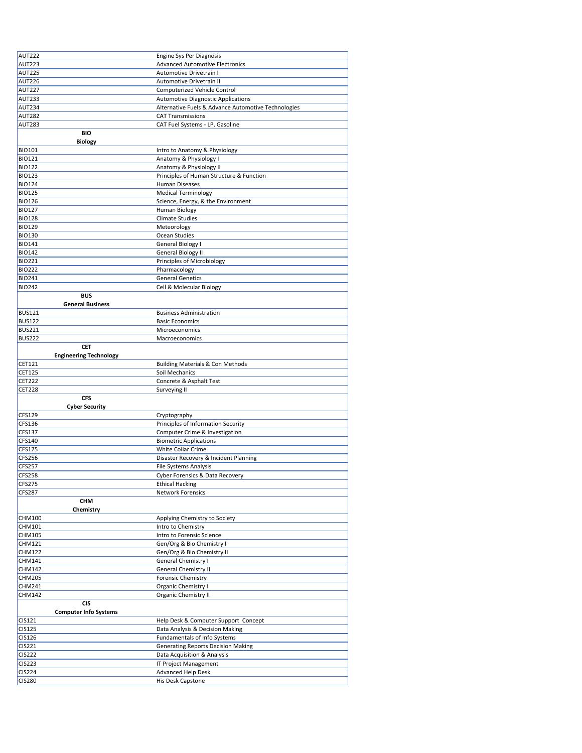| | |
|---|---|
| AUT222 | Engine Sys Per Diagnosis |
| AUT223 | Advanced Automotive Electronics |
| AUT225 | Automotive Drivetrain I |
| AUT226 | Automotive Drivetrain II |
| AUT227 | Computerized Vehicle Control |
| AUT233 | Automotive Diagnostic Applications |
| AUT234 | Alternative Fuels & Advance Automotive Technologies |
| AUT282 | CAT Transmissions |
| AUT283 | CAT Fuel Systems - LP, Gasoline |
| **BIO** **Biology** | |
| BIO101 | Intro to Anatomy & Physiology |
| BIO121 | Anatomy & Physiology I |
| BIO122 | Anatomy & Physiology II |
| BIO123 | Principles of Human Structure & Function |
| BIO124 | Human Diseases |
| BIO125 | Medical Terminology |
| BIO126 | Science, Energy, & the Environment |
| BIO127 | Human Biology |
| BIO128 | Climate Studies |
| BIO129 | Meteorology |
| BIO130 | Ocean Studies |
| BIO141 | General Biology I |
| BIO142 | General Biology II |
| BIO221 | Principles of Microbiology |
| BIO222 | Pharmacology |
| BIO241 | General Genetics |
| BIO242 | Cell & Molecular Biology |
| **BUS** **General Business** | |
| BUS121 | Business Administration |
| BUS122 | Basic Economics |
| BUS221 | Microeconomics |
| BUS222 | Macroeconomics |
| **CET** **Engineering Technology** | |
| CET121 | Building Materials & Con Methods |
| CET125 | Soil Mechanics |
| CET222 | Concrete & Asphalt Test |
| CET228 | Surveying II |
| **CFS** **Cyber Security** | |
| CFS129 | Cryptography |
| CFS136 | Principles of Information Security |
| CFS137 | Computer Crime & Investigation |
| CFS140 | Biometric Applications |
| CFS175 | White Collar Crime |
| CFS256 | Disaster Recovery & Incident Planning |
| CFS257 | File Systems Analysis |
| CFS258 | Cyber Forensics & Data Recovery |
| CFS275 | Ethical Hacking |
| CFS287 | Network Forensics |
| **CHM** **Chemistry** | |
| CHM100 | Applying Chemistry to Society |
| CHM101 | Intro to Chemistry |
| CHM105 | Intro to Forensic Science |
| CHM121 | Gen/Org & Bio Chemistry I |
| CHM122 | Gen/Org & Bio Chemistry II |
| CHM141 | General Chemistry I |
| CHM142 | General Chemistry II |
| CHM205 | Forensic Chemistry |
| CHM241 | Organic Chemistry I |
| CHM142 | Organic Chemistry II |
| **CIS** **Computer Info Systems** | |
| CIS121 | Help Desk & Computer Support Concept |
| CIS125 | Data Analysis & Decision Making |
| CIS126 | Fundamentals of Info Systems |
| CIS221 | Generating Reports Decision Making |
| CIS222 | Data Acquisition & Analysis |
| CIS223 | IT Project Management |
| CIS224 | Advanced Help Desk |
| CIS280 | His Desk Capstone |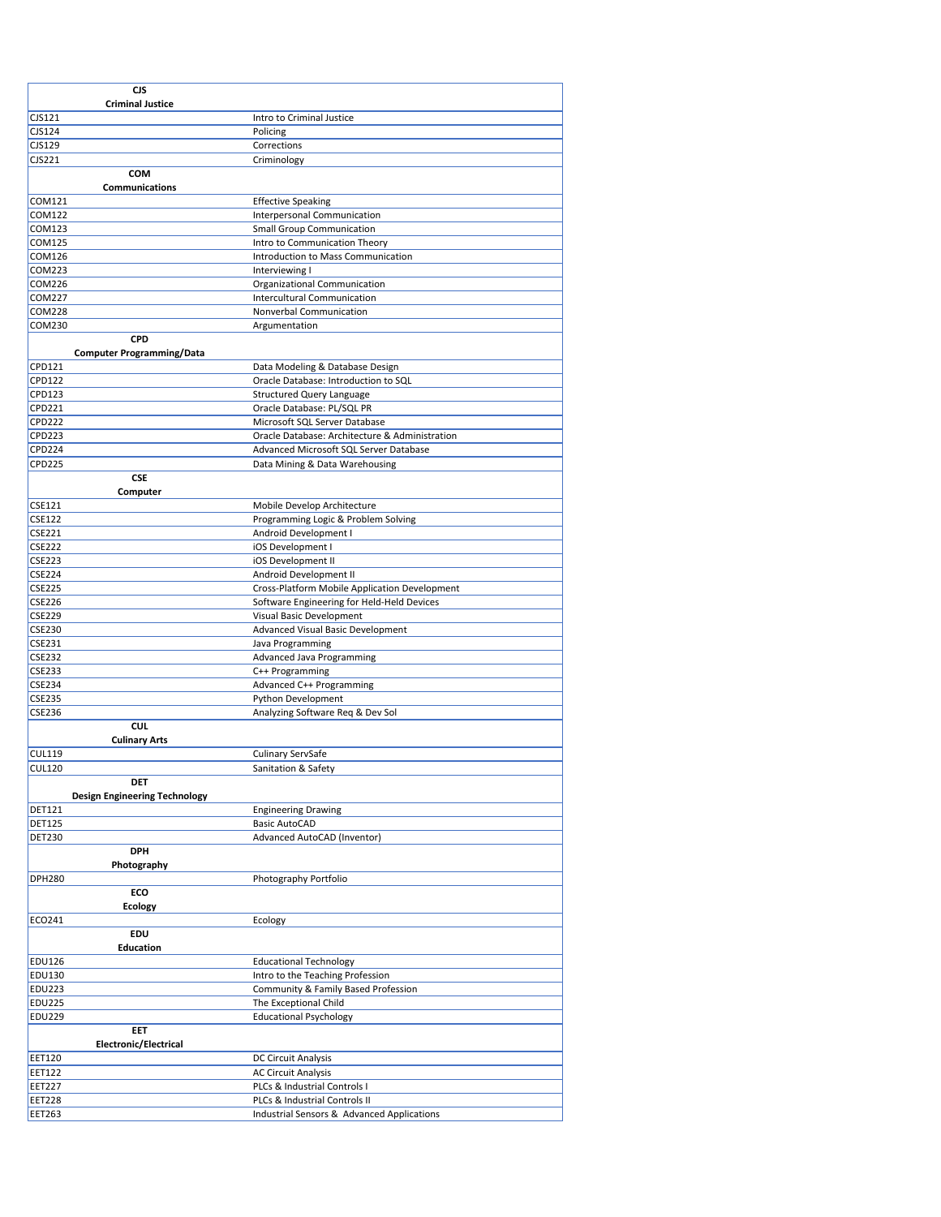| | |
|---|---|
| **CJS Criminal Justice** | |
| CJS121 | Intro to Criminal Justice |
| CJS124 | Policing |
| CJS129 | Corrections |
| CJS221 | Criminology |
| **COM Communications** | |
| COM121 | Effective Speaking |
| COM122 | Interpersonal Communication |
| COM123 | Small Group Communication |
| COM125 | Intro to Communication Theory |
| COM126 | Introduction to Mass Communication |
| COM223 | Interviewing I |
| COM226 | Organizational Communication |
| COM227 | Intercultural Communication |
| COM228 | Nonverbal Communication |
| COM230 | Argumentation |
| **CPD Computer Programming/Data** | |
| CPD121 | Data Modeling & Database Design |
| CPD122 | Oracle Database: Introduction to SQL |
| CPD123 | Structured Query Language |
| CPD221 | Oracle Database: PL/SQL PR |
| CPD222 | Microsoft SQL Server Database |
| CPD223 | Oracle Database: Architecture & Administration |
| CPD224 | Advanced Microsoft SQL Server Database |
| CPD225 | Data Mining & Data Warehousing |
| **CSE Computer** | |
| CSE121 | Mobile Develop Architecture |
| CSE122 | Programming Logic & Problem Solving |
| CSE221 | Android Development I |
| CSE222 | iOS Development I |
| CSE223 | iOS Development II |
| CSE224 | Android Development II |
| CSE225 | Cross-Platform Mobile Application Development |
| CSE226 | Software Engineering for Held-Held Devices |
| CSE229 | Visual Basic Development |
| CSE230 | Advanced Visual Basic Development |
| CSE231 | Java Programming |
| CSE232 | Advanced Java Programming |
| CSE233 | C++ Programming |
| CSE234 | Advanced C++ Programming |
| CSE235 | Python Development |
| CSE236 | Analyzing Software Req & Dev Sol |
| **CUL Culinary Arts** | |
| CUL119 | Culinary ServSafe |
| CUL120 | Sanitation & Safety |
| **DET Design Engineering Technology** | |
| DET121 | Engineering Drawing |
| DET125 | Basic AutoCAD |
| DET230 | Advanced AutoCAD (Inventor) |
| **DPH Photography** | |
| DPH280 | Photography Portfolio |
| **ECO Ecology** | |
| ECO241 | Ecology |
| **EDU Education** | |
| EDU126 | Educational Technology |
| EDU130 | Intro to the Teaching Profession |
| EDU223 | Community & Family Based Profession |
| EDU225 | The Exceptional Child |
| EDU229 | Educational Psychology |
| **EET Electronic/Electrical** | |
| EET120 | DC Circuit Analysis |
| EET122 | AC Circuit Analysis |
| EET227 | PLCs & Industrial Controls I |
| EET228 | PLCs & Industrial Controls II |
| EET263 | Industrial Sensors & Advanced Applications |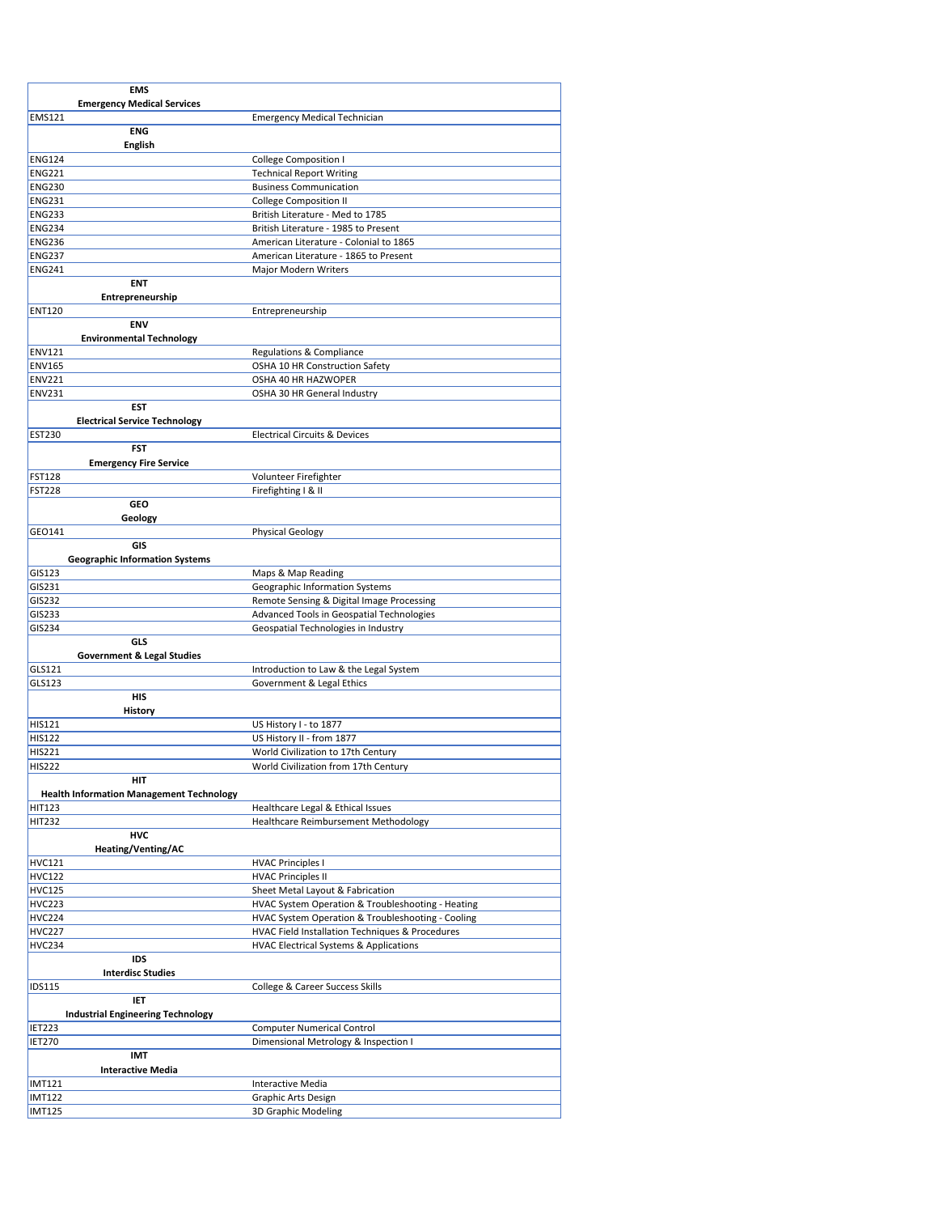| | |
|---|---|
| **EMS** | |
| **Emergency Medical Services** | |
| EMS121 | Emergency Medical Technician |
| **ENG** | |
| **English** | |
| ENG124 | College Composition I |
| ENG221 | Technical Report Writing |
| ENG230 | Business Communication |
| ENG231 | College Composition II |
| ENG233 | British Literature - Med to 1785 |
| ENG234 | British Literature - 1985 to Present |
| ENG236 | American Literature - Colonial to 1865 |
| ENG237 | American Literature - 1865 to Present |
| ENG241 | Major Modern Writers |
| **ENT** | |
| **Entrepreneurship** | |
| ENT120 | Entrepreneurship |
| **ENV** | |
| **Environmental Technology** | |
| ENV121 | Regulations & Compliance |
| ENV165 | OSHA 10 HR Construction Safety |
| ENV221 | OSHA 40 HR HAZWOPER |
| ENV231 | OSHA 30 HR General Industry |
| **EST** | |
| **Electrical Service Technology** | |
| EST230 | Electrical Circuits & Devices |
| **FST** | |
| **Emergency Fire Service** | |
| FST128 | Volunteer Firefighter |
| FST228 | Firefighting I & II |
| **GEO** | |
| **Geology** | |
| GEO141 | Physical Geology |
| **GIS** | |
| **Geographic Information Systems** | |
| GIS123 | Maps & Map Reading |
| GIS231 | Geographic Information Systems |
| GIS232 | Remote Sensing & Digital Image Processing |
| GIS233 | Advanced Tools in Geospatial Technologies |
| GIS234 | Geospatial Technologies in Industry |
| **GLS** | |
| **Government & Legal Studies** | |
| GLS121 | Introduction to Law & the Legal System |
| GLS123 | Government & Legal Ethics |
| **HIS** | |
| **History** | |
| HIS121 | US History I - to 1877 |
| HIS122 | US History II - from 1877 |
| HIS221 | World Civilization to 17th Century |
| HIS222 | World Civilization from 17th Century |
| **HIT** | |
| **Health Information Management Technology** | |
| HIT123 | Healthcare Legal & Ethical Issues |
| HIT232 | Healthcare Reimbursement Methodology |
| **HVC** | |
| **Heating/Venting/AC** | |
| HVC121 | HVAC Principles I |
| HVC122 | HVAC Principles II |
| HVC125 | Sheet Metal Layout & Fabrication |
| HVC223 | HVAC System Operation & Troubleshooting - Heating |
| HVC224 | HVAC System Operation & Troubleshooting - Cooling |
| HVC227 | HVAC Field Installation Techniques & Procedures |
| HVC234 | HVAC Electrical Systems & Applications |
| **IDS** | |
| **Interdisc Studies** | |
| IDS115 | College & Career Success Skills |
| **IET** | |
| **Industrial Engineering Technology** | |
| IET223 | Computer Numerical Control |
| IET270 | Dimensional Metrology & Inspection I |
| **IMT** | |
| **Interactive Media** | |
| IMT121 | Interactive Media |
| IMT122 | Graphic Arts Design |
| IMT125 | 3D Graphic Modeling |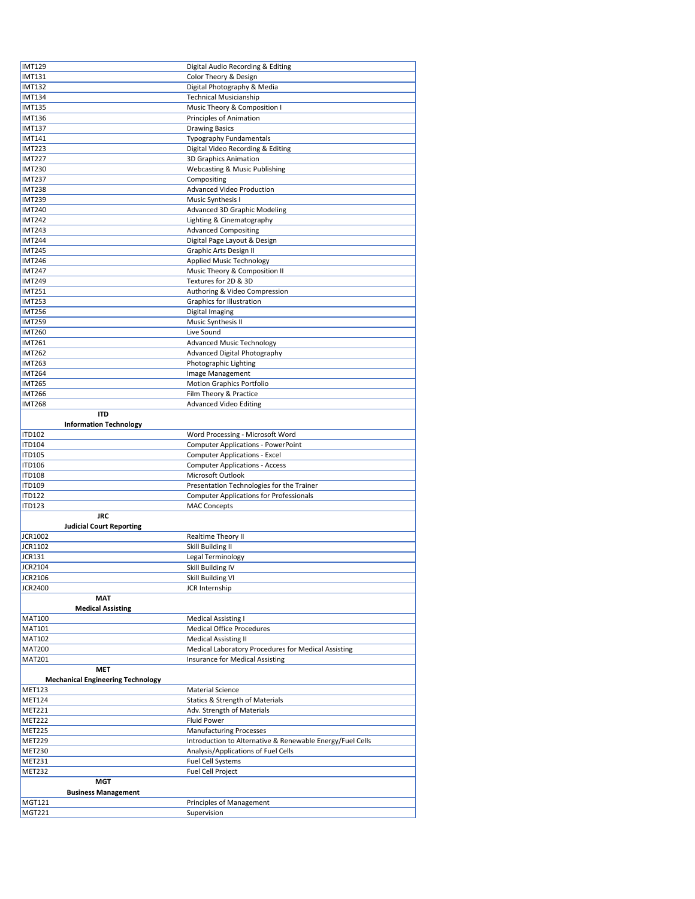| | |
|---|---|
| IMT129 | Digital Audio Recording & Editing |
| IMT131 | Color Theory & Design |
| IMT132 | Digital Photography & Media |
| IMT134 | Technical Musicianship |
| IMT135 | Music Theory & Composition I |
| IMT136 | Principles of Animation |
| IMT137 | Drawing Basics |
| IMT141 | Typography Fundamentals |
| IMT223 | Digital Video Recording & Editing |
| IMT227 | 3D Graphics Animation |
| IMT230 | Webcasting & Music Publishing |
| IMT237 | Compositing |
| IMT238 | Advanced Video Production |
| IMT239 | Music Synthesis I |
| IMT240 | Advanced 3D Graphic Modeling |
| IMT242 | Lighting & Cinematography |
| IMT243 | Advanced Compositing |
| IMT244 | Digital Page Layout & Design |
| IMT245 | Graphic Arts Design II |
| IMT246 | Applied Music Technology |
| IMT247 | Music Theory & Composition II |
| IMT249 | Textures for 2D & 3D |
| IMT251 | Authoring & Video Compression |
| IMT253 | Graphics for Illustration |
| IMT256 | Digital Imaging |
| IMT259 | Music Synthesis II |
| IMT260 | Live Sound |
| IMT261 | Advanced Music Technology |
| IMT262 | Advanced Digital Photography |
| IMT263 | Photographic Lighting |
| IMT264 | Image Management |
| IMT265 | Motion Graphics Portfolio |
| IMT266 | Film Theory & Practice |
| IMT268 | Advanced Video Editing |
| **ITD**<br>**Information Technology** | |
| ITD102 | Word Processing - Microsoft Word |
| ITD104 | Computer Applications - PowerPoint |
| ITD105 | Computer Applications - Excel |
| ITD106 | Computer Applications - Access |
| ITD108 | Microsoft Outlook |
| ITD109 | Presentation Technologies for the Trainer |
| ITD122 | Computer Applications for Professionals |
| ITD123 | MAC Concepts |
| **JRC**<br>**Judicial Court Reporting** | |
| JCR1002 | Realtime Theory II |
| JCR1102 | Skill Building II |
| JCR131 | Legal Terminology |
| JCR2104 | Skill Building IV |
| JCR2106 | Skill Building VI |
| JCR2400 | JCR Internship |
| **MAT**<br>**Medical Assisting** | |
| MAT100 | Medical Assisting I |
| MAT101 | Medical Office Procedures |
| MAT102 | Medical Assisting II |
| MAT200 | Medical Laboratory Procedures for Medical Assisting |
| MAT201 | Insurance for Medical Assisting |
| **MET**<br>**Mechanical Engineering Technology** | |
| MET123 | Material Science |
| MET124 | Statics & Strength of Materials |
| MET221 | Adv. Strength of Materials |
| MET222 | Fluid Power |
| MET225 | Manufacturing Processes |
| MET229 | Introduction to Alternative & Renewable Energy/Fuel Cells |
| MET230 | Analysis/Applications of Fuel Cells |
| MET231 | Fuel Cell Systems |
| MET232 | Fuel Cell Project |
| **MGT**<br>**Business Management** | |
| MGT121 | Principles of Management |
| MGT221 | Supervision |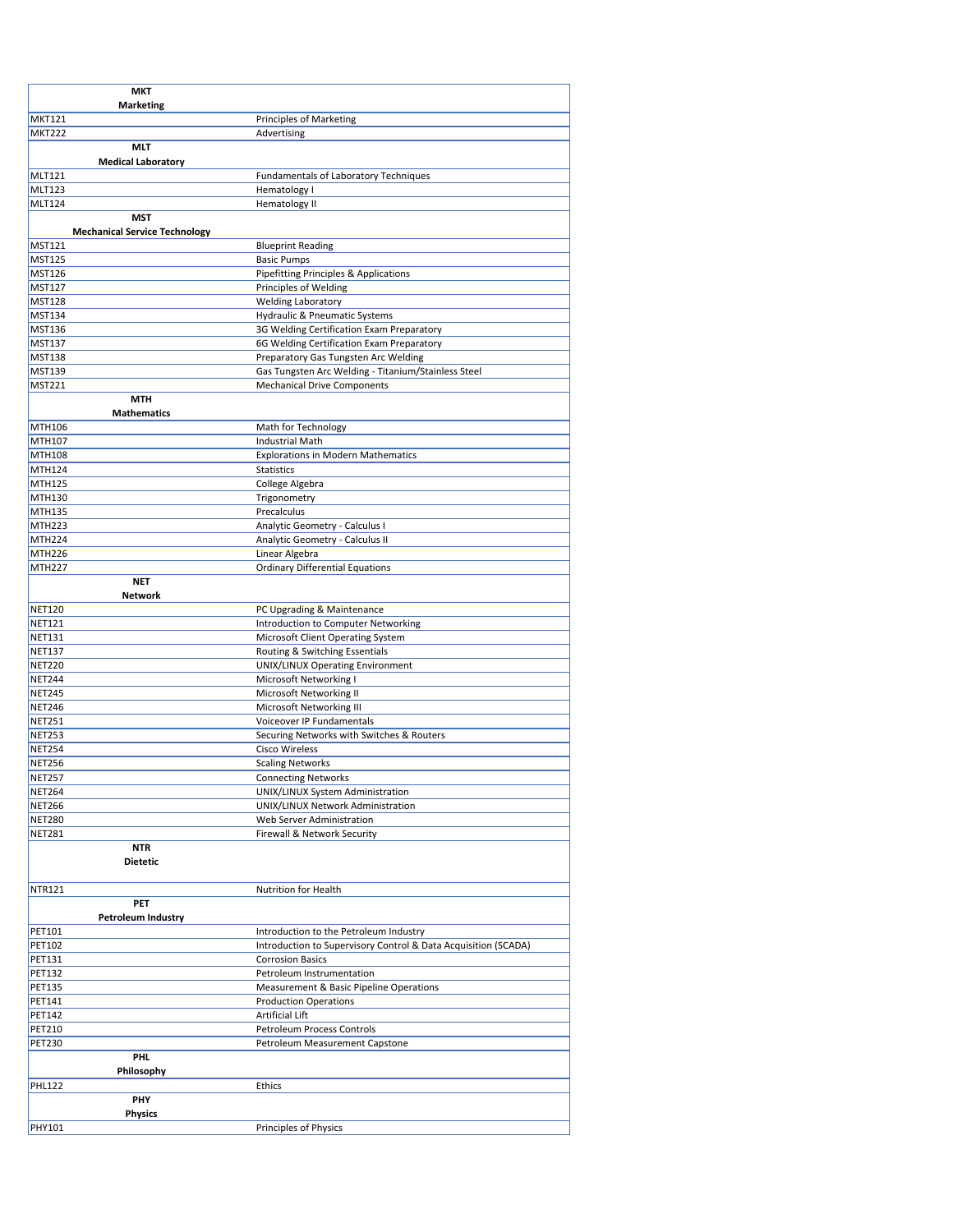| MKT<br>Marketing | |
|---|---|
| MKT121 | Principles of Marketing |
| MKT222 | Advertising |
| **MLT**<br>**Medical Laboratory** | |
| MLT121 | Fundamentals of Laboratory Techniques |
| MLT123 | Hematology I |
| MLT124 | Hematology II |
| **MST**<br>**Mechanical Service Technology** | |
| MST121 | Blueprint Reading |
| MST125 | Basic Pumps |
| MST126 | Pipefitting Principles & Applications |
| MST127 | Principles of Welding |
| MST128 | Welding Laboratory |
| MST134 | Hydraulic & Pneumatic Systems |
| MST136 | 3G Welding Certification Exam Preparatory |
| MST137 | 6G Welding Certification Exam Preparatory |
| MST138 | Preparatory Gas Tungsten Arc Welding |
| MST139 | Gas Tungsten Arc Welding - Titanium/Stainless Steel |
| MST221 | Mechanical Drive Components |
| **MTH**<br>**Mathematics** | |
| MTH106 | Math for Technology |
| MTH107 | Industrial Math |
| MTH108 | Explorations in Modern Mathematics |
| MTH124 | Statistics |
| MTH125 | College Algebra |
| MTH130 | Trigonometry |
| MTH135 | Precalculus |
| MTH223 | Analytic Geometry - Calculus I |
| MTH224 | Analytic Geometry - Calculus II |
| MTH226 | Linear Algebra |
| MTH227 | Ordinary Differential Equations |
| **NET**<br>**Network** | |
| NET120 | PC Upgrading & Maintenance |
| NET121 | Introduction to Computer Networking |
| NET131 | Microsoft Client Operating System |
| NET137 | Routing & Switching Essentials |
| NET220 | UNIX/LINUX Operating Environment |
| NET244 | Microsoft Networking I |
| NET245 | Microsoft Networking II |
| NET246 | Microsoft Networking III |
| NET251 | Voiceover IP Fundamentals |
| NET253 | Securing Networks with Switches & Routers |
| NET254 | Cisco Wireless |
| NET256 | Scaling Networks |
| NET257 | Connecting Networks |
| NET264 | UNIX/LINUX System Administration |
| NET266 | UNIX/LINUX Network Administration |
| NET280 | Web Server Administration |
| NET281 | Firewall & Network Security |
| **NTR**<br>**Dietetic** | |
| NTR121 | Nutrition for Health |
| **PET**<br>**Petroleum Industry** | |
| PET101 | Introduction to the Petroleum Industry |
| PET102 | Introduction to Supervisory Control & Data Acquisition (SCADA) |
| PET131 | Corrosion Basics |
| PET132 | Petroleum Instrumentation |
| PET135 | Measurement & Basic Pipeline Operations |
| PET141 | Production Operations |
| PET142 | Artificial Lift |
| PET210 | Petroleum Process Controls |
| PET230 | Petroleum Measurement Capstone |
| **PHL**<br>**Philosophy** | |
| PHL122 | Ethics |
| **PHY**<br>**Physics** | |
| PHY101 | Principles of Physics |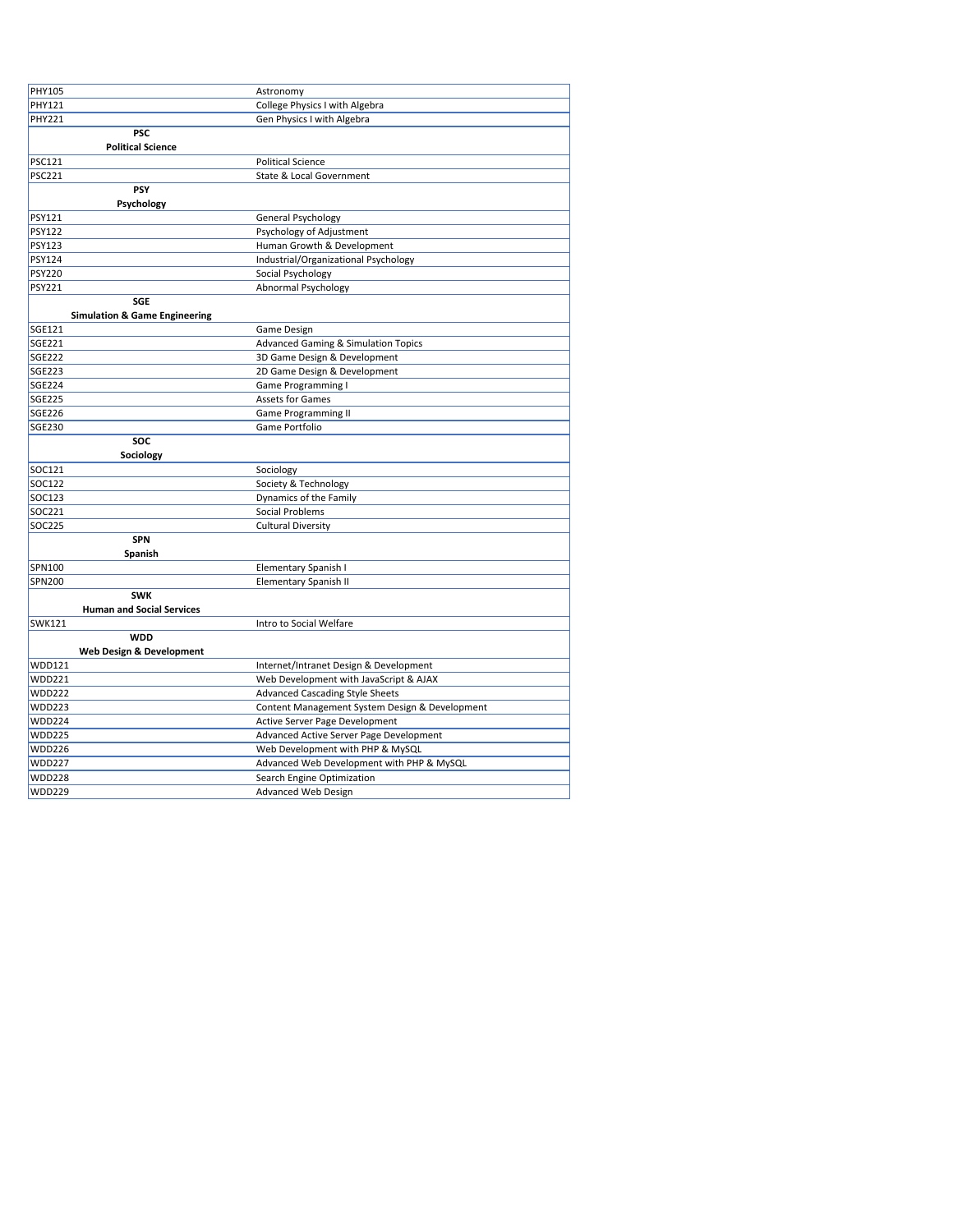| | |
|---|---|
| PHY105 | Astronomy |
| PHY121 | College Physics I with Algebra |
| PHY221 | Gen Physics I with Algebra |
| **PSC**<br>**Political Science** | |
| PSC121 | Political Science |
| PSC221 | State & Local Government |
| **PSY**<br>**Psychology** | |
| PSY121 | General Psychology |
| PSY122 | Psychology of Adjustment |
| PSY123 | Human Growth & Development |
| PSY124 | Industrial/Organizational Psychology |
| PSY220 | Social Psychology |
| PSY221 | Abnormal Psychology |
| **SGE**<br>**Simulation & Game Engineering** | |
| SGE121 | Game Design |
| SGE221 | Advanced Gaming & Simulation Topics |
| SGE222 | 3D Game Design & Development |
| SGE223 | 2D Game Design & Development |
| SGE224 | Game Programming I |
| SGE225 | Assets for Games |
| SGE226 | Game Programming II |
| SGE230 | Game Portfolio |
| **SOC**<br>**Sociology** | |
| SOC121 | Sociology |
| SOC122 | Society & Technology |
| SOC123 | Dynamics of the Family |
| SOC221 | Social Problems |
| SOC225 | Cultural Diversity |
| **SPN**<br>**Spanish** | |
| SPN100 | Elementary Spanish I |
| SPN200 | Elementary Spanish II |
| **SWK**<br>**Human and Social Services** | |
| SWK121 | Intro to Social Welfare |
| **WDD**<br>**Web Design & Development** | |
| WDD121 | Internet/Intranet Design & Development |
| WDD221 | Web Development with JavaScript & AJAX |
| WDD222 | Advanced Cascading Style Sheets |
| WDD223 | Content Management System Design & Development |
| WDD224 | Active Server Page Development |
| WDD225 | Advanced Active Server Page Development |
| WDD226 | Web Development with PHP & MySQL |
| WDD227 | Advanced Web Development with PHP & MySQL |
| WDD228 | Search Engine Optimization |
| WDD229 | Advanced Web Design |